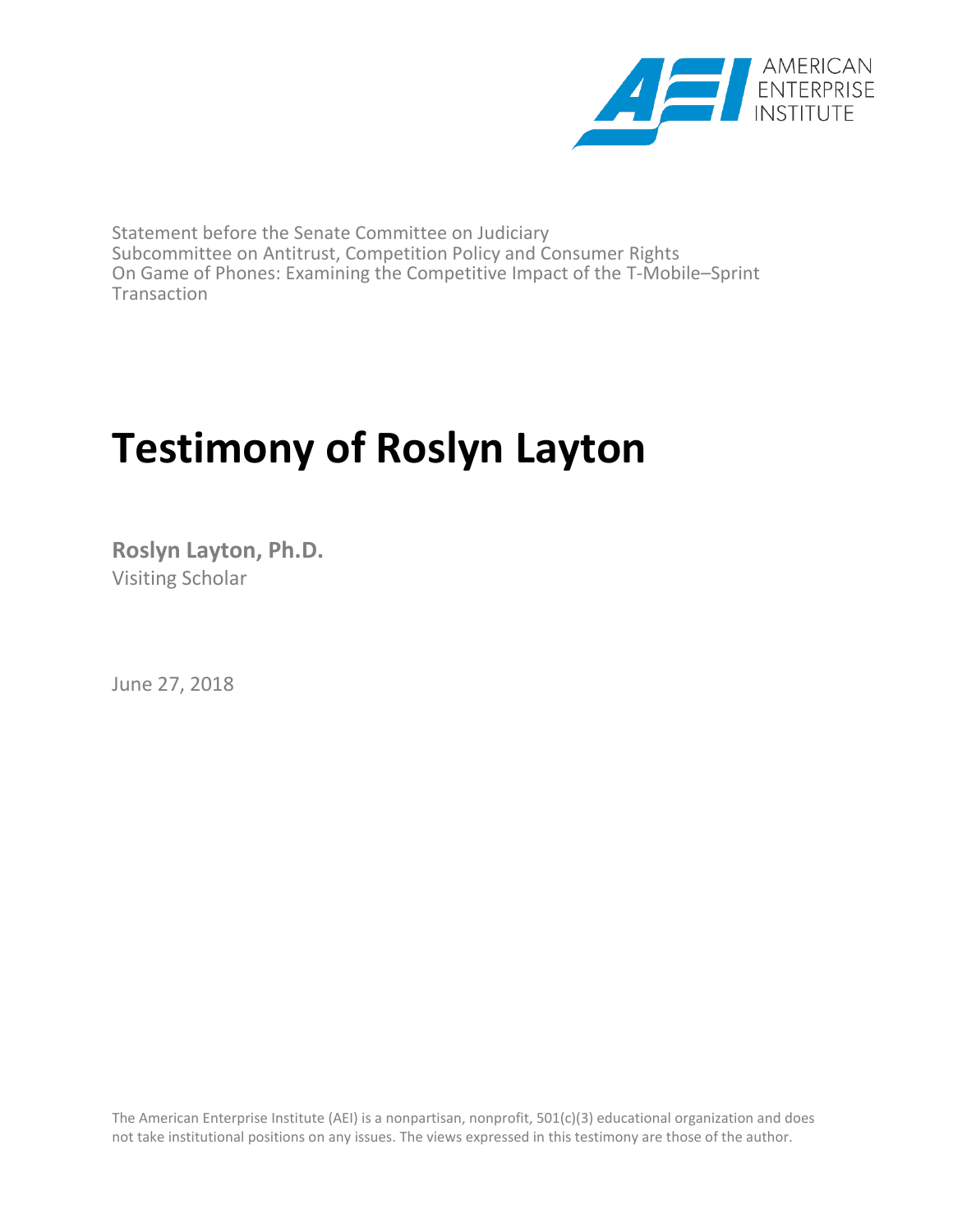AMERICAN ENTERPRISE INSTITUTE

Statement before the Senate Committee on Judiciary
Subcommittee on Antitrust, Competition Policy and Consumer Rights
On Game of Phones: Examining the Competitive Impact of the T-Mobile–Sprint Transaction

# Testimony of Roslyn Layton

**Roslyn Layton, Ph.D.**
Visiting Scholar

June 27, 2018

The American Enterprise Institute (AEI) is a nonpartisan, nonprofit, 501(c)(3) educational organization and does not take institutional positions on any issues. The views expressed in this testimony are those of the author.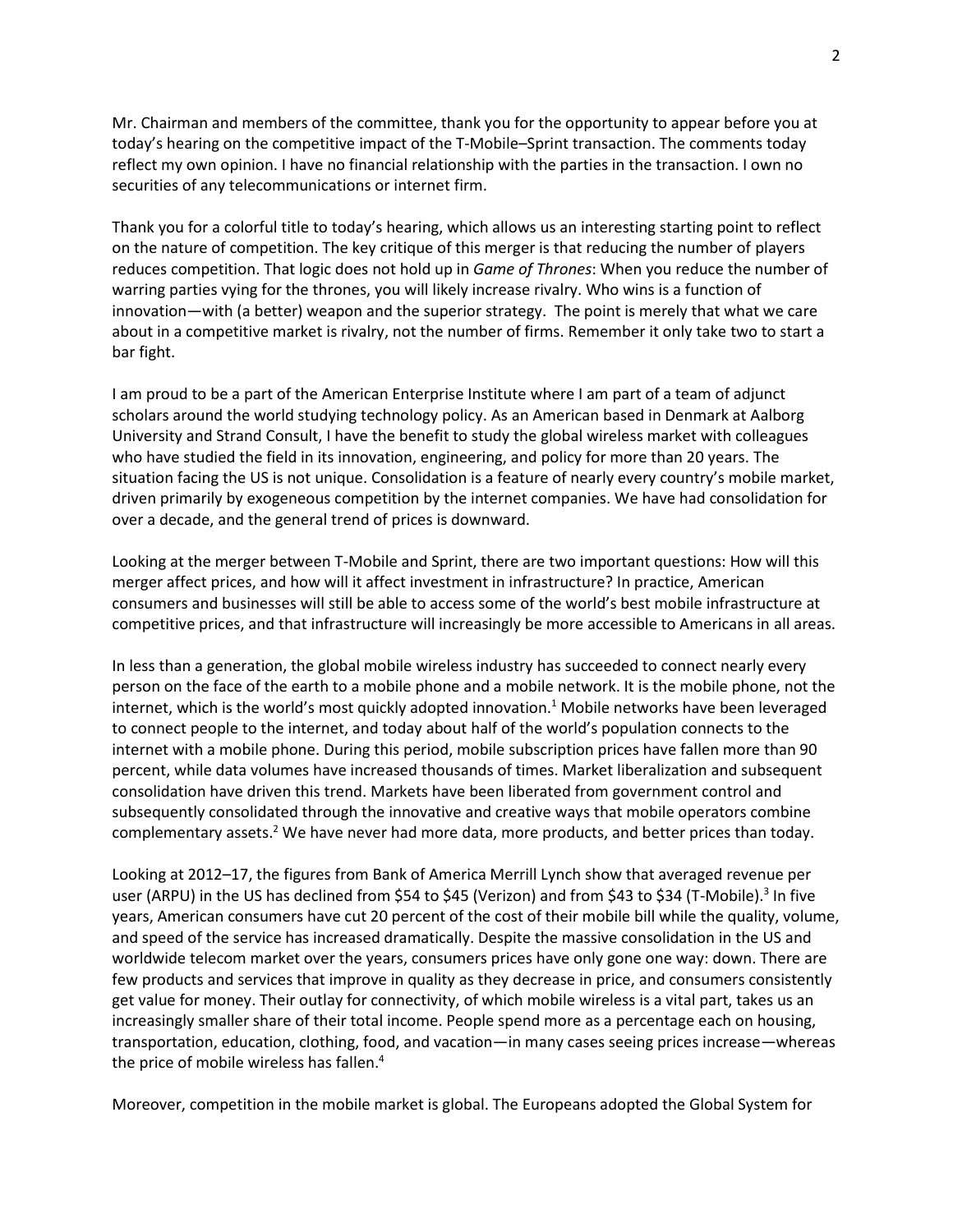Mr. Chairman and members of the committee, thank you for the opportunity to appear before you at today's hearing on the competitive impact of the T-Mobile–Sprint transaction. The comments today reflect my own opinion. I have no financial relationship with the parties in the transaction. I own no securities of any telecommunications or internet firm.

Thank you for a colorful title to today's hearing, which allows us an interesting starting point to reflect on the nature of competition. The key critique of this merger is that reducing the number of players reduces competition. That logic does not hold up in *Game of Thrones*: When you reduce the number of warring parties vying for the thrones, you will likely increase rivalry. Who wins is a function of innovation—with (a better) weapon and the superior strategy. The point is merely that what we care about in a competitive market is rivalry, not the number of firms. Remember it only take two to start a bar fight.

I am proud to be a part of the American Enterprise Institute where I am part of a team of adjunct scholars around the world studying technology policy. As an American based in Denmark at Aalborg University and Strand Consult, I have the benefit to study the global wireless market with colleagues who have studied the field in its innovation, engineering, and policy for more than 20 years. The situation facing the US is not unique. Consolidation is a feature of nearly every country's mobile market, driven primarily by exogeneous competition by the internet companies. We have had consolidation for over a decade, and the general trend of prices is downward.

Looking at the merger between T-Mobile and Sprint, there are two important questions: How will this merger affect prices, and how will it affect investment in infrastructure? In practice, American consumers and businesses will still be able to access some of the world's best mobile infrastructure at competitive prices, and that infrastructure will increasingly be more accessible to Americans in all areas.

In less than a generation, the global mobile wireless industry has succeeded to connect nearly every person on the face of the earth to a mobile phone and a mobile network. It is the mobile phone, not the internet, which is the world's most quickly adopted innovation.[1] Mobile networks have been leveraged to connect people to the internet, and today about half of the world's population connects to the internet with a mobile phone. During this period, mobile subscription prices have fallen more than 90 percent, while data volumes have increased thousands of times. Market liberalization and subsequent consolidation have driven this trend. Markets have been liberated from government control and subsequently consolidated through the innovative and creative ways that mobile operators combine complementary assets.[2] We have never had more data, more products, and better prices than today.

Looking at 2012–17, the figures from Bank of America Merrill Lynch show that averaged revenue per user (ARPU) in the US has declined from \$54 to \$45 (Verizon) and from \$43 to \$34 (T-Mobile).[3] In five years, American consumers have cut 20 percent of the cost of their mobile bill while the quality, volume, and speed of the service has increased dramatically. Despite the massive consolidation in the US and worldwide telecom market over the years, consumers prices have only gone one way: down. There are few products and services that improve in quality as they decrease in price, and consumers consistently get value for money. Their outlay for connectivity, of which mobile wireless is a vital part, takes us an increasingly smaller share of their total income. People spend more as a percentage each on housing, transportation, education, clothing, food, and vacation—in many cases seeing prices increase—whereas the price of mobile wireless has fallen.[4]

Moreover, competition in the mobile market is global. The Europeans adopted the Global System for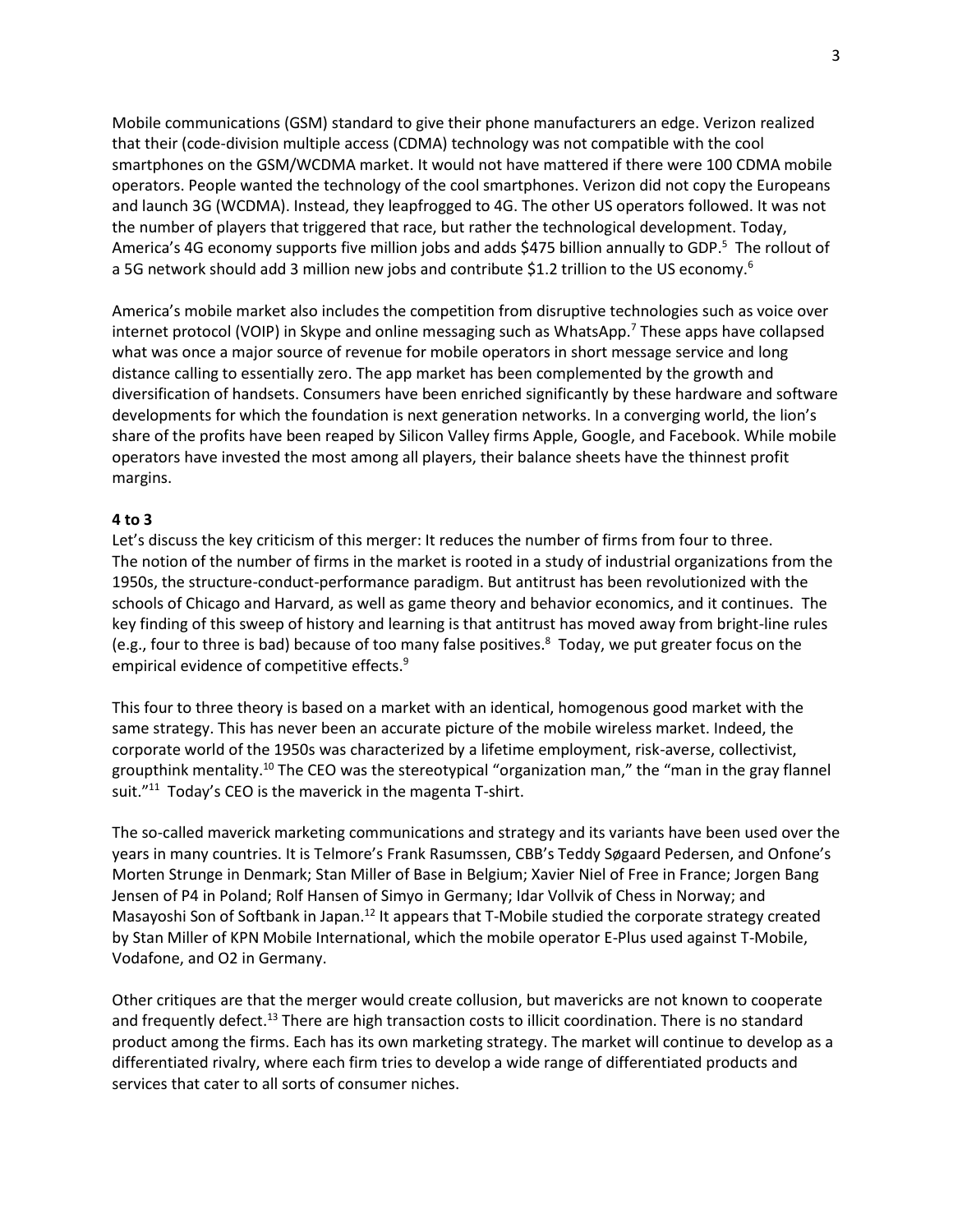Mobile communications (GSM) standard to give their phone manufacturers an edge. Verizon realized that their (code-division multiple access (CDMA) technology was not compatible with the cool smartphones on the GSM/WCDMA market. It would not have mattered if there were 100 CDMA mobile operators. People wanted the technology of the cool smartphones. Verizon did not copy the Europeans and launch 3G (WCDMA). Instead, they leapfrogged to 4G. The other US operators followed. It was not the number of players that triggered that race, but rather the technological development. Today, America's 4G economy supports five million jobs and adds $475 billion annually to GDP.[5] The rollout of a 5G network should add 3 million new jobs and contribute $1.2 trillion to the US economy.[6]

America's mobile market also includes the competition from disruptive technologies such as voice over internet protocol (VOIP) in Skype and online messaging such as WhatsApp.[7] These apps have collapsed what was once a major source of revenue for mobile operators in short message service and long distance calling to essentially zero. The app market has been complemented by the growth and diversification of handsets. Consumers have been enriched significantly by these hardware and software developments for which the foundation is next generation networks. In a converging world, the lion's share of the profits have been reaped by Silicon Valley firms Apple, Google, and Facebook. While mobile operators have invested the most among all players, their balance sheets have the thinnest profit margins.

**4 to 3**

Let's discuss the key criticism of this merger: It reduces the number of firms from four to three. The notion of the number of firms in the market is rooted in a study of industrial organizations from the 1950s, the structure-conduct-performance paradigm. But antitrust has been revolutionized with the schools of Chicago and Harvard, as well as game theory and behavior economics, and it continues. The key finding of this sweep of history and learning is that antitrust has moved away from bright-line rules (e.g., four to three is bad) because of too many false positives.[8] Today, we put greater focus on the empirical evidence of competitive effects.[9]

This four to three theory is based on a market with an identical, homogenous good market with the same strategy. This has never been an accurate picture of the mobile wireless market. Indeed, the corporate world of the 1950s was characterized by a lifetime employment, risk-averse, collectivist, groupthink mentality.[10] The CEO was the stereotypical "organization man," the "man in the gray flannel suit."[11] Today's CEO is the maverick in the magenta T-shirt.

The so-called maverick marketing communications and strategy and its variants have been used over the years in many countries. It is Telmore's Frank Rasumssen, CBB's Teddy Søgaard Pedersen, and Onfone's Morten Strunge in Denmark; Stan Miller of Base in Belgium; Xavier Niel of Free in France; Jorgen Bang Jensen of P4 in Poland; Rolf Hansen of Simyo in Germany; Idar Vollvik of Chess in Norway; and Masayoshi Son of Softbank in Japan.[12] It appears that T-Mobile studied the corporate strategy created by Stan Miller of KPN Mobile International, which the mobile operator E-Plus used against T-Mobile, Vodafone, and O2 in Germany.

Other critiques are that the merger would create collusion, but mavericks are not known to cooperate and frequently defect.[13] There are high transaction costs to illicit coordination. There is no standard product among the firms. Each has its own marketing strategy. The market will continue to develop as a differentiated rivalry, where each firm tries to develop a wide range of differentiated products and services that cater to all sorts of consumer niches.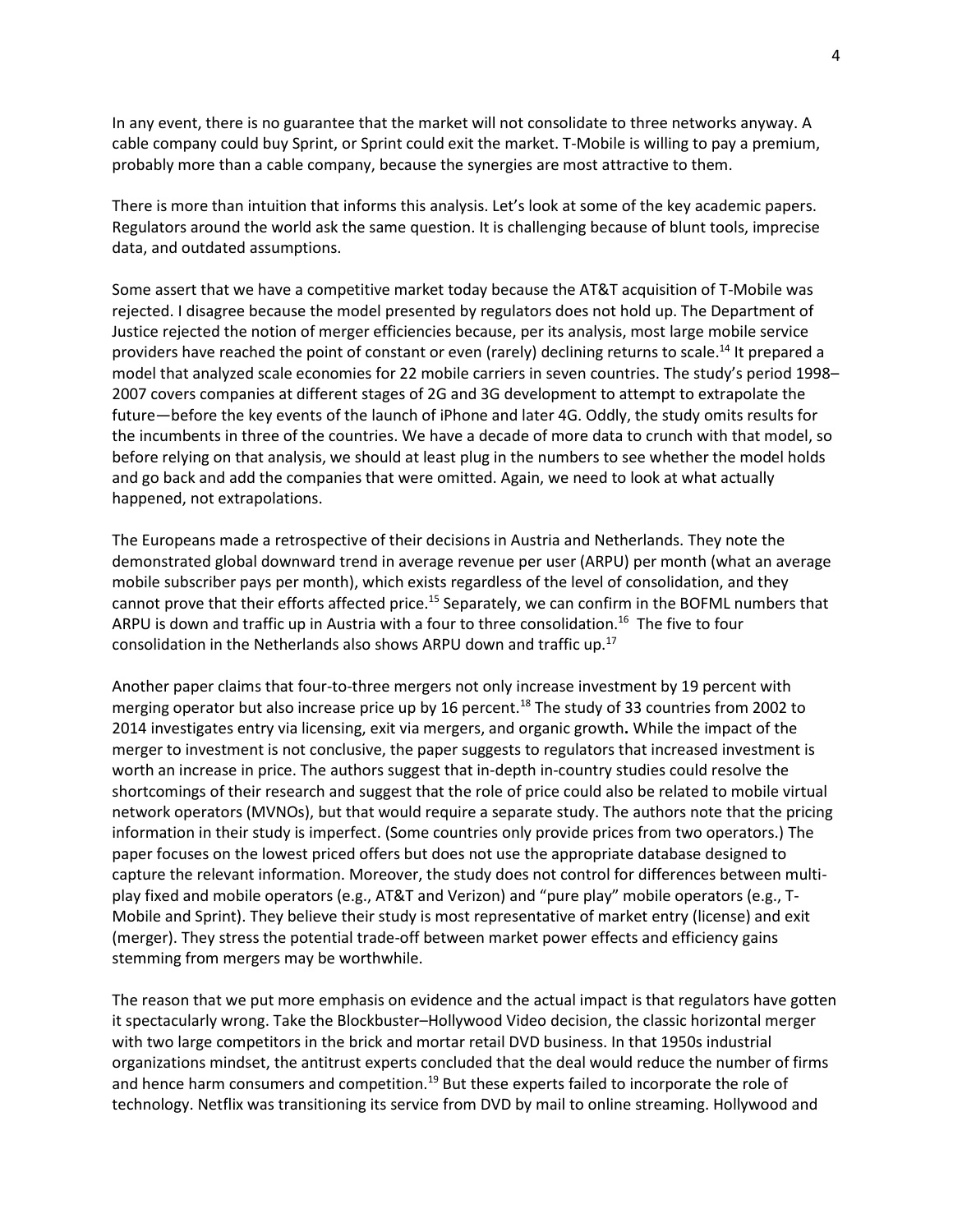In any event, there is no guarantee that the market will not consolidate to three networks anyway. A cable company could buy Sprint, or Sprint could exit the market. T-Mobile is willing to pay a premium, probably more than a cable company, because the synergies are most attractive to them.

There is more than intuition that informs this analysis. Let's look at some of the key academic papers. Regulators around the world ask the same question. It is challenging because of blunt tools, imprecise data, and outdated assumptions.

Some assert that we have a competitive market today because the AT&T acquisition of T-Mobile was rejected. I disagree because the model presented by regulators does not hold up. The Department of Justice rejected the notion of merger efficiencies because, per its analysis, most large mobile service providers have reached the point of constant or even (rarely) declining returns to scale.[14] It prepared a model that analyzed scale economies for 22 mobile carriers in seven countries. The study's period 1998–2007 covers companies at different stages of 2G and 3G development to attempt to extrapolate the future—before the key events of the launch of iPhone and later 4G. Oddly, the study omits results for the incumbents in three of the countries. We have a decade of more data to crunch with that model, so before relying on that analysis, we should at least plug in the numbers to see whether the model holds and go back and add the companies that were omitted. Again, we need to look at what actually happened, not extrapolations.

The Europeans made a retrospective of their decisions in Austria and Netherlands. They note the demonstrated global downward trend in average revenue per user (ARPU) per month (what an average mobile subscriber pays per month), which exists regardless of the level of consolidation, and they cannot prove that their efforts affected price.[15] Separately, we can confirm in the BOFML numbers that ARPU is down and traffic up in Austria with a four to three consolidation.[16] The five to four consolidation in the Netherlands also shows ARPU down and traffic up.[17]

Another paper claims that four-to-three mergers not only increase investment by 19 percent with merging operator but also increase price up by 16 percent.[18] The study of 33 countries from 2002 to 2014 investigates entry via licensing, exit via mergers, and organic growth**.** While the impact of the merger to investment is not conclusive, the paper suggests to regulators that increased investment is worth an increase in price. The authors suggest that in-depth in-country studies could resolve the shortcomings of their research and suggest that the role of price could also be related to mobile virtual network operators (MVNOs), but that would require a separate study. The authors note that the pricing information in their study is imperfect. (Some countries only provide prices from two operators.) The paper focuses on the lowest priced offers but does not use the appropriate database designed to capture the relevant information. Moreover, the study does not control for differences between multi-play fixed and mobile operators (e.g., AT&T and Verizon) and "pure play" mobile operators (e.g., T-Mobile and Sprint). They believe their study is most representative of market entry (license) and exit (merger). They stress the potential trade-off between market power effects and efficiency gains stemming from mergers may be worthwhile.

The reason that we put more emphasis on evidence and the actual impact is that regulators have gotten it spectacularly wrong. Take the Blockbuster–Hollywood Video decision, the classic horizontal merger with two large competitors in the brick and mortar retail DVD business. In that 1950s industrial organizations mindset, the antitrust experts concluded that the deal would reduce the number of firms and hence harm consumers and competition.[19] But these experts failed to incorporate the role of technology. Netflix was transitioning its service from DVD by mail to online streaming. Hollywood and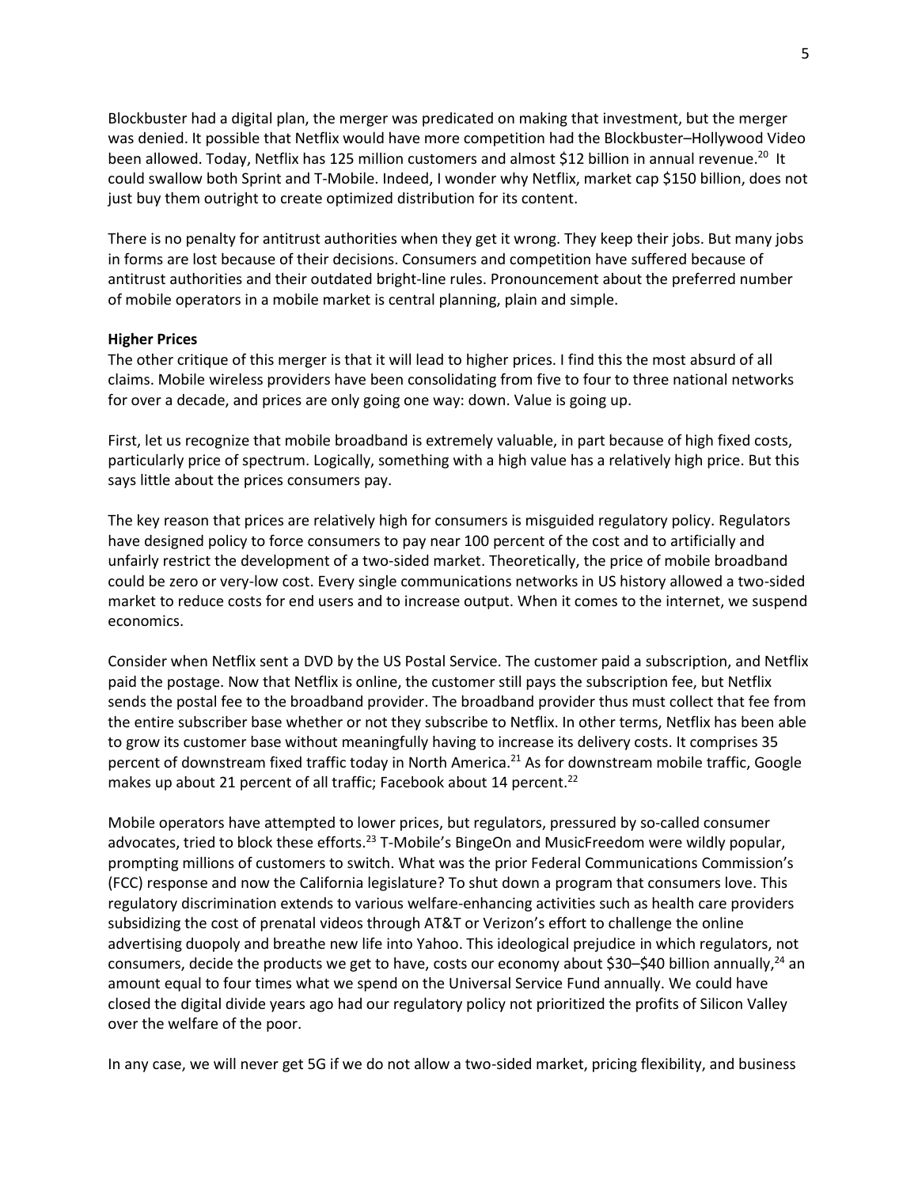Blockbuster had a digital plan, the merger was predicated on making that investment, but the merger was denied. It possible that Netflix would have more competition had the Blockbuster–Hollywood Video been allowed. Today, Netflix has 125 million customers and almost $12 billion in annual revenue.[20] It could swallow both Sprint and T-Mobile. Indeed, I wonder why Netflix, market cap $150 billion, does not just buy them outright to create optimized distribution for its content.

There is no penalty for antitrust authorities when they get it wrong. They keep their jobs. But many jobs in forms are lost because of their decisions. Consumers and competition have suffered because of antitrust authorities and their outdated bright-line rules. Pronouncement about the preferred number of mobile operators in a mobile market is central planning, plain and simple.

**Higher Prices**

The other critique of this merger is that it will lead to higher prices. I find this the most absurd of all claims. Mobile wireless providers have been consolidating from five to four to three national networks for over a decade, and prices are only going one way: down. Value is going up.

First, let us recognize that mobile broadband is extremely valuable, in part because of high fixed costs, particularly price of spectrum. Logically, something with a high value has a relatively high price. But this says little about the prices consumers pay.

The key reason that prices are relatively high for consumers is misguided regulatory policy. Regulators have designed policy to force consumers to pay near 100 percent of the cost and to artificially and unfairly restrict the development of a two-sided market. Theoretically, the price of mobile broadband could be zero or very-low cost. Every single communications networks in US history allowed a two-sided market to reduce costs for end users and to increase output. When it comes to the internet, we suspend economics.

Consider when Netflix sent a DVD by the US Postal Service. The customer paid a subscription, and Netflix paid the postage. Now that Netflix is online, the customer still pays the subscription fee, but Netflix sends the postal fee to the broadband provider. The broadband provider thus must collect that fee from the entire subscriber base whether or not they subscribe to Netflix. In other terms, Netflix has been able to grow its customer base without meaningfully having to increase its delivery costs. It comprises 35 percent of downstream fixed traffic today in North America.[21] As for downstream mobile traffic, Google makes up about 21 percent of all traffic; Facebook about 14 percent.[22]

Mobile operators have attempted to lower prices, but regulators, pressured by so-called consumer advocates, tried to block these efforts.[23] T-Mobile's BingeOn and MusicFreedom were wildly popular, prompting millions of customers to switch. What was the prior Federal Communications Commission's (FCC) response and now the California legislature? To shut down a program that consumers love. This regulatory discrimination extends to various welfare-enhancing activities such as health care providers subsidizing the cost of prenatal videos through AT&T or Verizon's effort to challenge the online advertising duopoly and breathe new life into Yahoo. This ideological prejudice in which regulators, not consumers, decide the products we get to have, costs our economy about $30–$40 billion annually,[24] an amount equal to four times what we spend on the Universal Service Fund annually. We could have closed the digital divide years ago had our regulatory policy not prioritized the profits of Silicon Valley over the welfare of the poor.

In any case, we will never get 5G if we do not allow a two-sided market, pricing flexibility, and business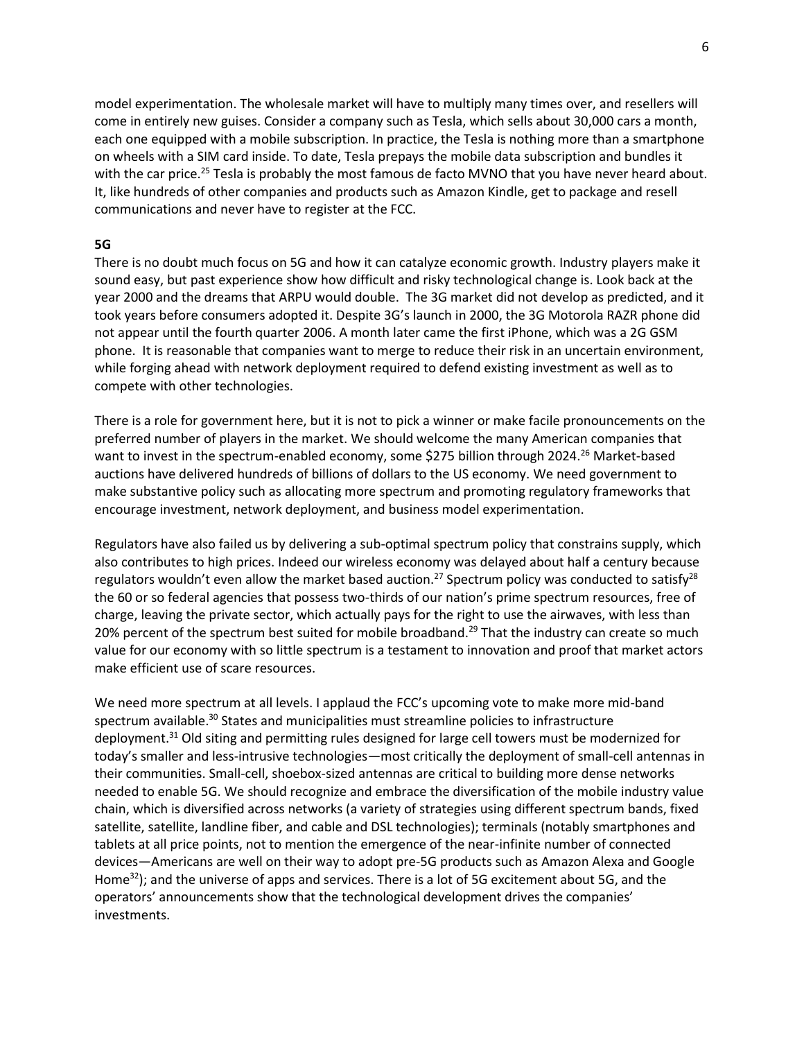model experimentation. The wholesale market will have to multiply many times over, and resellers will come in entirely new guises. Consider a company such as Tesla, which sells about 30,000 cars a month, each one equipped with a mobile subscription. In practice, the Tesla is nothing more than a smartphone on wheels with a SIM card inside. To date, Tesla prepays the mobile data subscription and bundles it with the car price.[25] Tesla is probably the most famous de facto MVNO that you have never heard about. It, like hundreds of other companies and products such as Amazon Kindle, get to package and resell communications and never have to register at the FCC.

**5G**

There is no doubt much focus on 5G and how it can catalyze economic growth. Industry players make it sound easy, but past experience show how difficult and risky technological change is. Look back at the year 2000 and the dreams that ARPU would double. The 3G market did not develop as predicted, and it took years before consumers adopted it. Despite 3G's launch in 2000, the 3G Motorola RAZR phone did not appear until the fourth quarter 2006. A month later came the first iPhone, which was a 2G GSM phone. It is reasonable that companies want to merge to reduce their risk in an uncertain environment, while forging ahead with network deployment required to defend existing investment as well as to compete with other technologies.

There is a role for government here, but it is not to pick a winner or make facile pronouncements on the preferred number of players in the market. We should welcome the many American companies that want to invest in the spectrum-enabled economy, some $275 billion through 2024.[26] Market-based auctions have delivered hundreds of billions of dollars to the US economy. We need government to make substantive policy such as allocating more spectrum and promoting regulatory frameworks that encourage investment, network deployment, and business model experimentation.

Regulators have also failed us by delivering a sub-optimal spectrum policy that constrains supply, which also contributes to high prices. Indeed our wireless economy was delayed about half a century because regulators wouldn't even allow the market based auction.[27] Spectrum policy was conducted to satisfy[28] the 60 or so federal agencies that possess two-thirds of our nation's prime spectrum resources, free of charge, leaving the private sector, which actually pays for the right to use the airwaves, with less than 20% percent of the spectrum best suited for mobile broadband.[29] That the industry can create so much value for our economy with so little spectrum is a testament to innovation and proof that market actors make efficient use of scare resources.

We need more spectrum at all levels. I applaud the FCC's upcoming vote to make more mid-band spectrum available.[30] States and municipalities must streamline policies to infrastructure deployment.[31] Old siting and permitting rules designed for large cell towers must be modernized for today's smaller and less-intrusive technologies—most critically the deployment of small-cell antennas in their communities. Small-cell, shoebox-sized antennas are critical to building more dense networks needed to enable 5G. We should recognize and embrace the diversification of the mobile industry value chain, which is diversified across networks (a variety of strategies using different spectrum bands, fixed satellite, satellite, landline fiber, and cable and DSL technologies); terminals (notably smartphones and tablets at all price points, not to mention the emergence of the near-infinite number of connected devices—Americans are well on their way to adopt pre-5G products such as Amazon Alexa and Google Home[32]); and the universe of apps and services. There is a lot of 5G excitement about 5G, and the operators' announcements show that the technological development drives the companies' investments.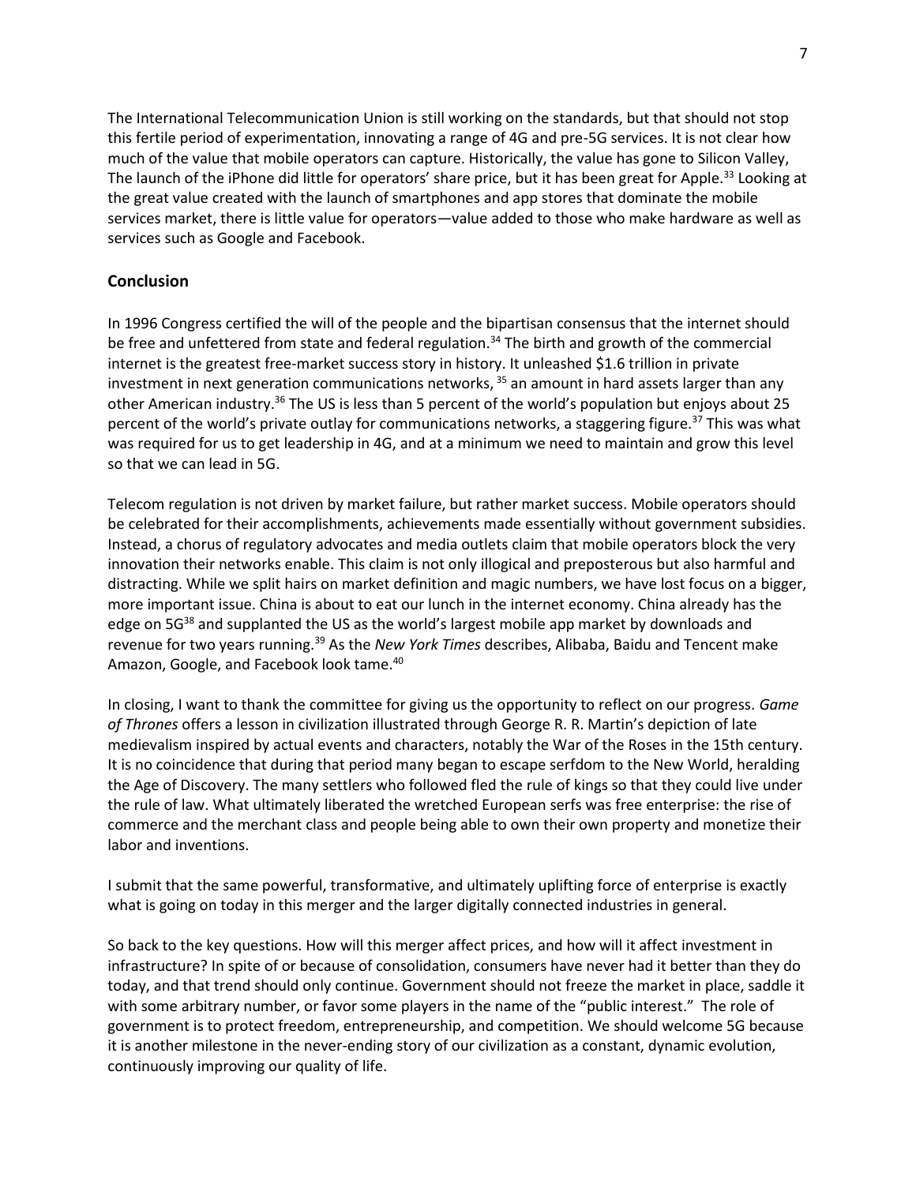The International Telecommunication Union is still working on the standards, but that should not stop this fertile period of experimentation, innovating a range of 4G and pre-5G services. It is not clear how much of the value that mobile operators can capture. Historically, the value has gone to Silicon Valley, The launch of the iPhone did little for operators' share price, but it has been great for Apple.[33] Looking at the great value created with the launch of smartphones and app stores that dominate the mobile services market, there is little value for operators—value added to those who make hardware as well as services such as Google and Facebook.

## Conclusion

In 1996 Congress certified the will of the people and the bipartisan consensus that the internet should be free and unfettered from state and federal regulation.[34] The birth and growth of the commercial internet is the greatest free-market success story in history. It unleashed $1.6 trillion in private investment in next generation communications networks,[35] an amount in hard assets larger than any other American industry.[36] The US is less than 5 percent of the world's population but enjoys about 25 percent of the world's private outlay for communications networks, a staggering figure.[37] This was what was required for us to get leadership in 4G, and at a minimum we need to maintain and grow this level so that we can lead in 5G.

Telecom regulation is not driven by market failure, but rather market success. Mobile operators should be celebrated for their accomplishments, achievements made essentially without government subsidies. Instead, a chorus of regulatory advocates and media outlets claim that mobile operators block the very innovation their networks enable. This claim is not only illogical and preposterous but also harmful and distracting. While we split hairs on market definition and magic numbers, we have lost focus on a bigger, more important issue. China is about to eat our lunch in the internet economy. China already has the edge on 5G[38] and supplanted the US as the world's largest mobile app market by downloads and revenue for two years running.[39] As the *New York Times* describes, Alibaba, Baidu and Tencent make Amazon, Google, and Facebook look tame.[40]

In closing, I want to thank the committee for giving us the opportunity to reflect on our progress. *Game of Thrones* offers a lesson in civilization illustrated through George R. R. Martin's depiction of late medievalism inspired by actual events and characters, notably the War of the Roses in the 15th century. It is no coincidence that during that period many began to escape serfdom to the New World, heralding the Age of Discovery. The many settlers who followed fled the rule of kings so that they could live under the rule of law. What ultimately liberated the wretched European serfs was free enterprise: the rise of commerce and the merchant class and people being able to own their own property and monetize their labor and inventions.

I submit that the same powerful, transformative, and ultimately uplifting force of enterprise is exactly what is going on today in this merger and the larger digitally connected industries in general.

So back to the key questions. How will this merger affect prices, and how will it affect investment in infrastructure? In spite of or because of consolidation, consumers have never had it better than they do today, and that trend should only continue. Government should not freeze the market in place, saddle it with some arbitrary number, or favor some players in the name of the "public interest." The role of government is to protect freedom, entrepreneurship, and competition. We should welcome 5G because it is another milestone in the never-ending story of our civilization as a constant, dynamic evolution, continuously improving our quality of life.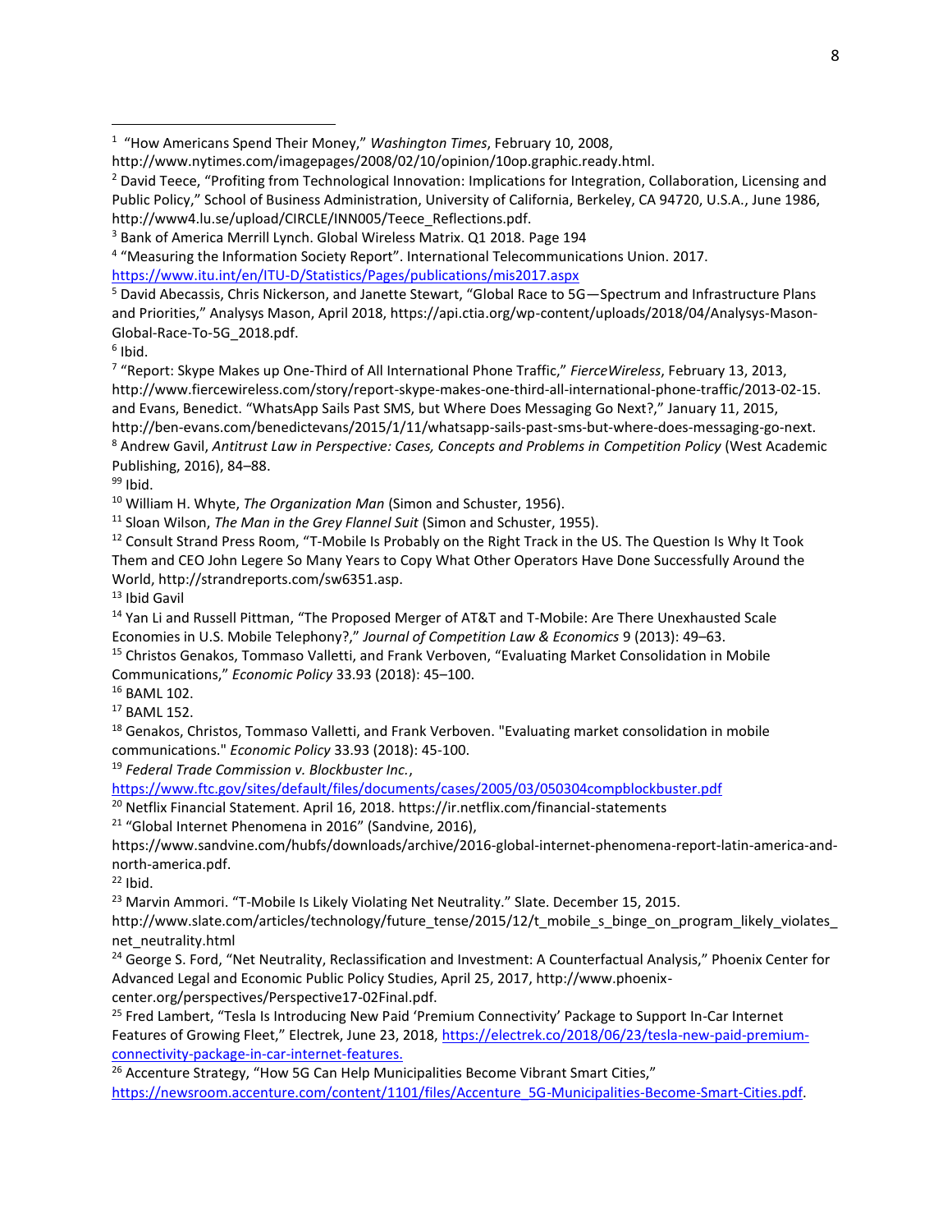[1] "How Americans Spend Their Money," *Washington Times*, February 10, 2008, http://www.nytimes.com/imagepages/2008/02/10/opinion/10op.graphic.ready.html.

[2] David Teece, "Profiting from Technological Innovation: Implications for Integration, Collaboration, Licensing and Public Policy," School of Business Administration, University of California, Berkeley, CA 94720, U.S.A., June 1986, http://www4.lu.se/upload/CIRCLE/INN005/Teece_Reflections.pdf.

[3] Bank of America Merrill Lynch. Global Wireless Matrix. Q1 2018. Page 194

[4] "Measuring the Information Society Report". International Telecommunications Union. 2017. https://www.itu.int/en/ITU-D/Statistics/Pages/publications/mis2017.aspx

[5] David Abecassis, Chris Nickerson, and Janette Stewart, "Global Race to 5G—Spectrum and Infrastructure Plans and Priorities," Analysys Mason, April 2018, https://api.ctia.org/wp-content/uploads/2018/04/Analysys-Mason-Global-Race-To-5G_2018.pdf.

[6] Ibid.

[7] "Report: Skype Makes up One-Third of All International Phone Traffic," *FierceWireless*, February 13, 2013, http://www.fiercewireless.com/story/report-skype-makes-one-third-all-international-phone-traffic/2013-02-15. and Evans, Benedict. "WhatsApp Sails Past SMS, but Where Does Messaging Go Next?," January 11, 2015, http://ben-evans.com/benedictevans/2015/1/11/whatsapp-sails-past-sms-but-where-does-messaging-go-next.

[8] Andrew Gavil, *Antitrust Law in Perspective: Cases, Concepts and Problems in Competition Policy* (West Academic Publishing, 2016), 84–88.

[99] Ibid.

[10] William H. Whyte, *The Organization Man* (Simon and Schuster, 1956).

[11] Sloan Wilson, *The Man in the Grey Flannel Suit* (Simon and Schuster, 1955).

[12] Consult Strand Press Room, "T-Mobile Is Probably on the Right Track in the US. The Question Is Why It Took Them and CEO John Legere So Many Years to Copy What Other Operators Have Done Successfully Around the World, http://strandreports.com/sw6351.asp.

[13] Ibid Gavil

[14] Yan Li and Russell Pittman, "The Proposed Merger of AT&T and T-Mobile: Are There Unexhausted Scale Economies in U.S. Mobile Telephony?," *Journal of Competition Law & Economics* 9 (2013): 49–63.

[15] Christos Genakos, Tommaso Valletti, and Frank Verboven, "Evaluating Market Consolidation in Mobile Communications," *Economic Policy* 33.93 (2018): 45–100.

[16] BAML 102.

[17] BAML 152.

[18] Genakos, Christos, Tommaso Valletti, and Frank Verboven. "Evaluating market consolidation in mobile communications." *Economic Policy* 33.93 (2018): 45-100.

[19] *Federal Trade Commission v. Blockbuster Inc.*, https://www.ftc.gov/sites/default/files/documents/cases/2005/03/050304compblockbuster.pdf

[20] Netflix Financial Statement. April 16, 2018. https://ir.netflix.com/financial-statements

[21] "Global Internet Phenomena in 2016" (Sandvine, 2016), https://www.sandvine.com/hubfs/downloads/archive/2016-global-internet-phenomena-report-latin-america-and-north-america.pdf.

[22] Ibid.

[23] Marvin Ammori. "T-Mobile Is Likely Violating Net Neutrality." Slate. December 15, 2015. http://www.slate.com/articles/technology/future_tense/2015/12/t_mobile_s_binge_on_program_likely_violates_net_neutrality.html

[24] George S. Ford, "Net Neutrality, Reclassification and Investment: A Counterfactual Analysis," Phoenix Center for Advanced Legal and Economic Public Policy Studies, April 25, 2017, http://www.phoenix-center.org/perspectives/Perspective17-02Final.pdf.

[25] Fred Lambert, "Tesla Is Introducing New Paid 'Premium Connectivity' Package to Support In-Car Internet Features of Growing Fleet," Electrek, June 23, 2018, https://electrek.co/2018/06/23/tesla-new-paid-premium-connectivity-package-in-car-internet-features.

[26] Accenture Strategy, "How 5G Can Help Municipalities Become Vibrant Smart Cities," https://newsroom.accenture.com/content/1101/files/Accenture_5G-Municipalities-Become-Smart-Cities.pdf.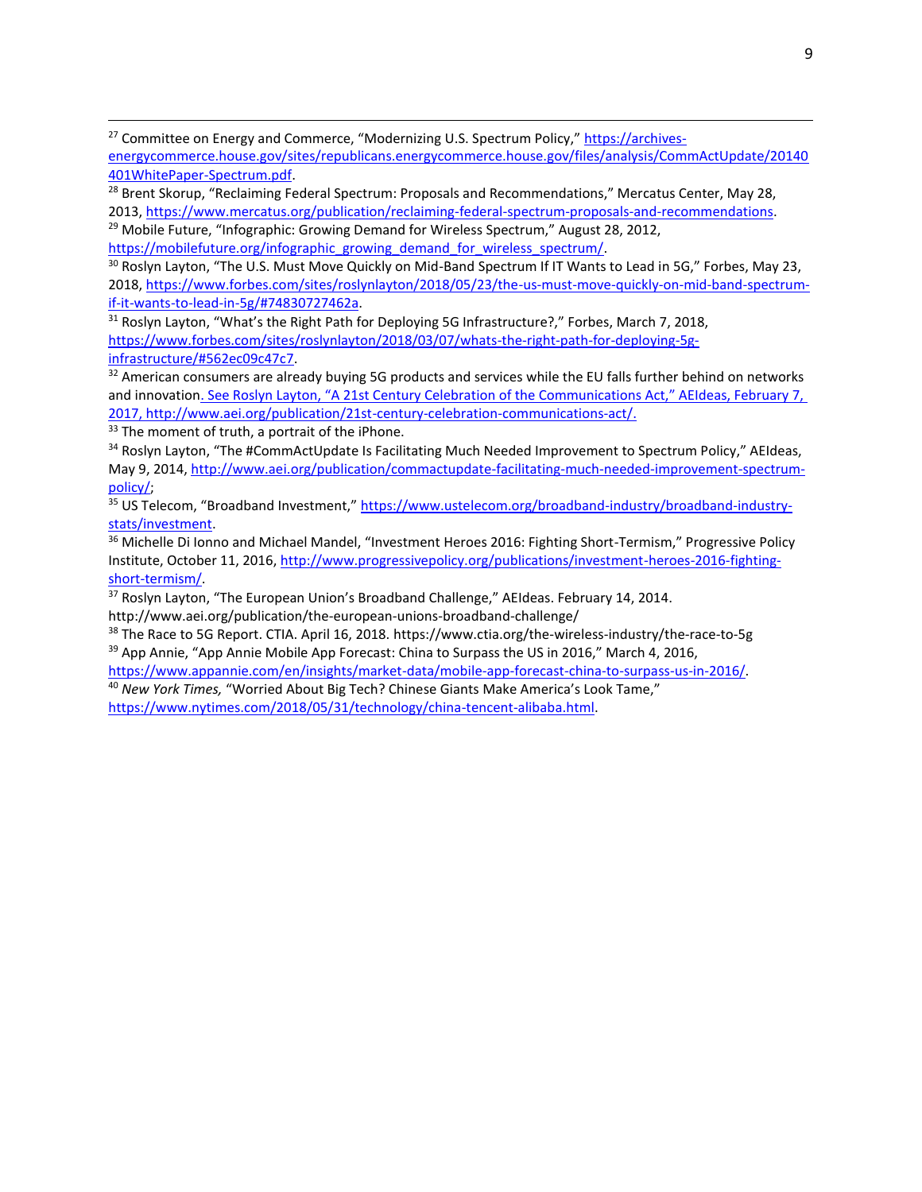[27] Committee on Energy and Commerce, "Modernizing U.S. Spectrum Policy," https://archives-energycommerce.house.gov/sites/republicans.energycommerce.house.gov/files/analysis/CommActUpdate/20140401WhitePaper-Spectrum.pdf.

[28] Brent Skorup, "Reclaiming Federal Spectrum: Proposals and Recommendations," Mercatus Center, May 28, 2013, https://www.mercatus.org/publication/reclaiming-federal-spectrum-proposals-and-recommendations.

[29] Mobile Future, "Infographic: Growing Demand for Wireless Spectrum," August 28, 2012, https://mobilefuture.org/infographic_growing_demand_for_wireless_spectrum/.

[30] Roslyn Layton, "The U.S. Must Move Quickly on Mid-Band Spectrum If IT Wants to Lead in 5G," Forbes, May 23, 2018, https://www.forbes.com/sites/roslynlayton/2018/05/23/the-us-must-move-quickly-on-mid-band-spectrum-if-it-wants-to-lead-in-5g/#74830727462a.

[31] Roslyn Layton, "What's the Right Path for Deploying 5G Infrastructure?," Forbes, March 7, 2018, https://www.forbes.com/sites/roslynlayton/2018/03/07/whats-the-right-path-for-deploying-5g-infrastructure/#562ec09c47c7.

[32] American consumers are already buying 5G products and services while the EU falls further behind on networks and innovation. See Roslyn Layton, "A 21st Century Celebration of the Communications Act," AEIdeas, February 7, 2017, http://www.aei.org/publication/21st-century-celebration-communications-act/.

[33] The moment of truth, a portrait of the iPhone.

[34] Roslyn Layton, "The #CommActUpdate Is Facilitating Much Needed Improvement to Spectrum Policy," AEIdeas, May 9, 2014, http://www.aei.org/publication/commactupdate-facilitating-much-needed-improvement-spectrum-policy/;

[35] US Telecom, "Broadband Investment," https://www.ustelecom.org/broadband-industry/broadband-industry-stats/investment.

[36] Michelle Di Ionno and Michael Mandel, "Investment Heroes 2016: Fighting Short-Termism," Progressive Policy Institute, October 11, 2016, http://www.progressivepolicy.org/publications/investment-heroes-2016-fighting-short-termism/.

[37] Roslyn Layton, "The European Union's Broadband Challenge," AEIdeas. February 14, 2014. http://www.aei.org/publication/the-european-unions-broadband-challenge/

[38] The Race to 5G Report. CTIA. April 16, 2018. https://www.ctia.org/the-wireless-industry/the-race-to-5g

[39] App Annie, "App Annie Mobile App Forecast: China to Surpass the US in 2016," March 4, 2016, https://www.appannie.com/en/insights/market-data/mobile-app-forecast-china-to-surpass-us-in-2016/.

[40] *New York Times,* "Worried About Big Tech? Chinese Giants Make America's Look Tame," https://www.nytimes.com/2018/05/31/technology/china-tencent-alibaba.html.